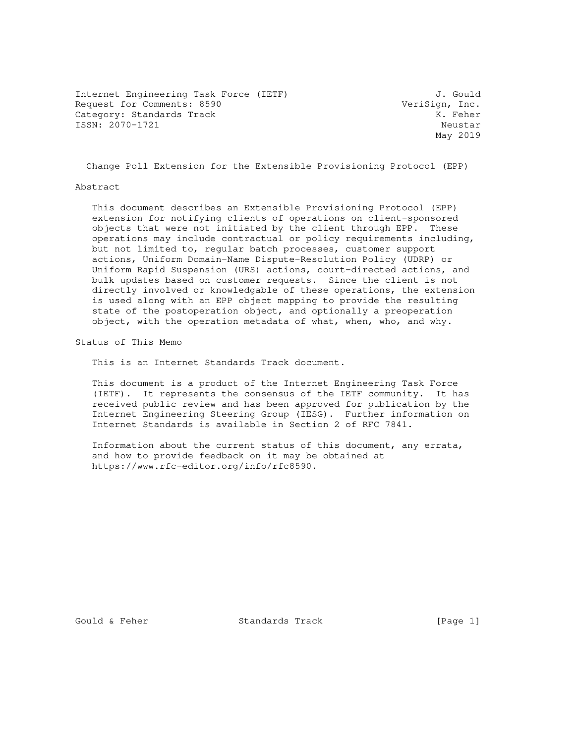Internet Engineering Task Force (IETF)  
Request for Comments: 8590  
Category: Standards Track  
ISSN: 2070-1721

J. Gould  
VeriSign, Inc.  
K. Feher  
Neustar  
May 2019

# Change Poll Extension for the Extensible Provisioning Protocol (EPP)

## Abstract

This document describes an Extensible Provisioning Protocol (EPP) extension for notifying clients of operations on client-sponsored objects that were not initiated by the client through EPP. These operations may include contractual or policy requirements including, but not limited to, regular batch processes, customer support actions, Uniform Domain-Name Dispute-Resolution Policy (UDRP) or Uniform Rapid Suspension (URS) actions, court-directed actions, and bulk updates based on customer requests. Since the client is not directly involved or knowledgable of these operations, the extension is used along with an EPP object mapping to provide the resulting state of the postoperation object, and optionally a preoperation object, with the operation metadata of what, when, who, and why.

## Status of This Memo

This is an Internet Standards Track document.

This document is a product of the Internet Engineering Task Force (IETF). It represents the consensus of the IETF community. It has received public review and has been approved for publication by the Internet Engineering Steering Group (IESG). Further information on Internet Standards is available in Section 2 of RFC 7841.

Information about the current status of this document, any errata, and how to provide feedback on it may be obtained at https://www.rfc-editor.org/info/rfc8590.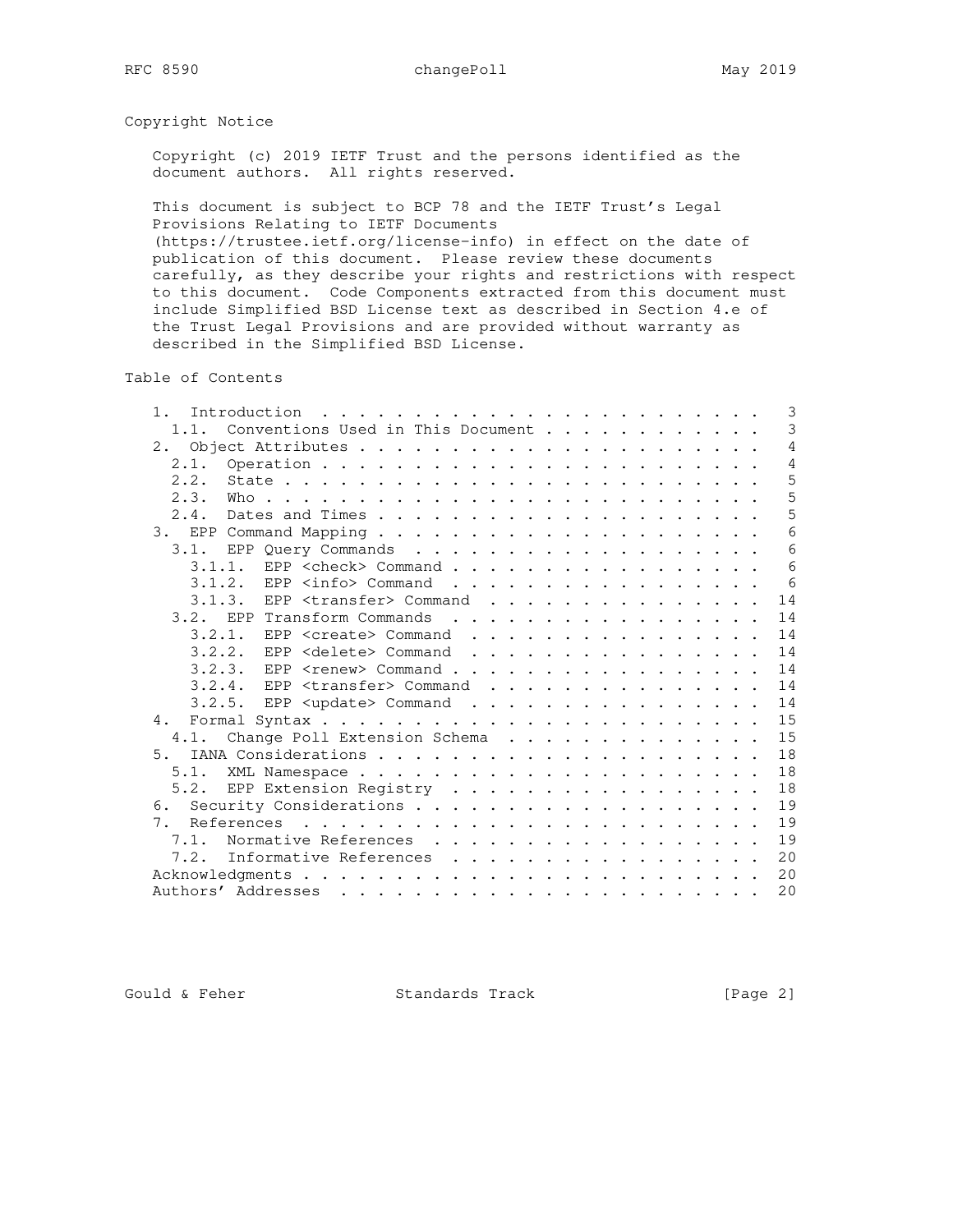## Copyright Notice

Copyright (c) 2019 IETF Trust and the persons identified as the document authors. All rights reserved.

This document is subject to BCP 78 and the IETF Trust's Legal Provisions Relating to IETF Documents (https://trustee.ietf.org/license-info) in effect on the date of publication of this document. Please review these documents carefully, as they describe your rights and restrictions with respect to this document. Code Components extracted from this document must include Simplified BSD License text as described in Section 4.e of the Trust Legal Provisions and are provided without warranty as described in the Simplified BSD License.

## Table of Contents

```
   1.  Introduction . . . . . . . . . . . . . . . . . . . . . . . .   3
     1.1.  Conventions Used in This Document . . . . . . . . . . . .   3
   2.  Object Attributes . . . . . . . . . . . . . . . . . . . . . .   4
     2.1.  Operation . . . . . . . . . . . . . . . . . . . . . . . .   4
     2.2.  State . . . . . . . . . . . . . . . . . . . . . . . . . .   5
     2.3.  Who . . . . . . . . . . . . . . . . . . . . . . . . . . .   5
     2.4.  Dates and Times . . . . . . . . . . . . . . . . . . . . .   5
   3.  EPP Command Mapping . . . . . . . . . . . . . . . . . . . . .   6
     3.1.  EPP Query Commands  . . . . . . . . . . . . . . . . . . .   6
       3.1.1.  EPP <check> Command . . . . . . . . . . . . . . . . .   6
       3.1.2.  EPP <info> Command  . . . . . . . . . . . . . . . . .   6
       3.1.3.  EPP <transfer> Command  . . . . . . . . . . . . . . .  14
     3.2.  EPP Transform Commands  . . . . . . . . . . . . . . . . .  14
       3.2.1.  EPP <create> Command  . . . . . . . . . . . . . . . .  14
       3.2.2.  EPP <delete> Command  . . . . . . . . . . . . . . . .  14
       3.2.3.  EPP <renew> Command . . . . . . . . . . . . . . . . .  14
       3.2.4.  EPP <transfer> Command  . . . . . . . . . . . . . . .  14
       3.2.5.  EPP <update> Command  . . . . . . . . . . . . . . . .  14
   4.  Formal Syntax . . . . . . . . . . . . . . . . . . . . . . . .  15
     4.1.  Change Poll Extension Schema  . . . . . . . . . . . . . .  15
   5.  IANA Considerations . . . . . . . . . . . . . . . . . . . . .  18
     5.1.  XML Namespace . . . . . . . . . . . . . . . . . . . . . .  18
     5.2.  EPP Extension Registry  . . . . . . . . . . . . . . . . .  18
   6.  Security Considerations . . . . . . . . . . . . . . . . . . .  19
   7.  References  . . . . . . . . . . . . . . . . . . . . . . . . .  19
     7.1.  Normative References  . . . . . . . . . . . . . . . . . .  19
     7.2.  Informative References  . . . . . . . . . . . . . . . . .  20
   Acknowledgments . . . . . . . . . . . . . . . . . . . . . . . . .  20
   Authors' Addresses  . . . . . . . . . . . . . . . . . . . . . . .  20
```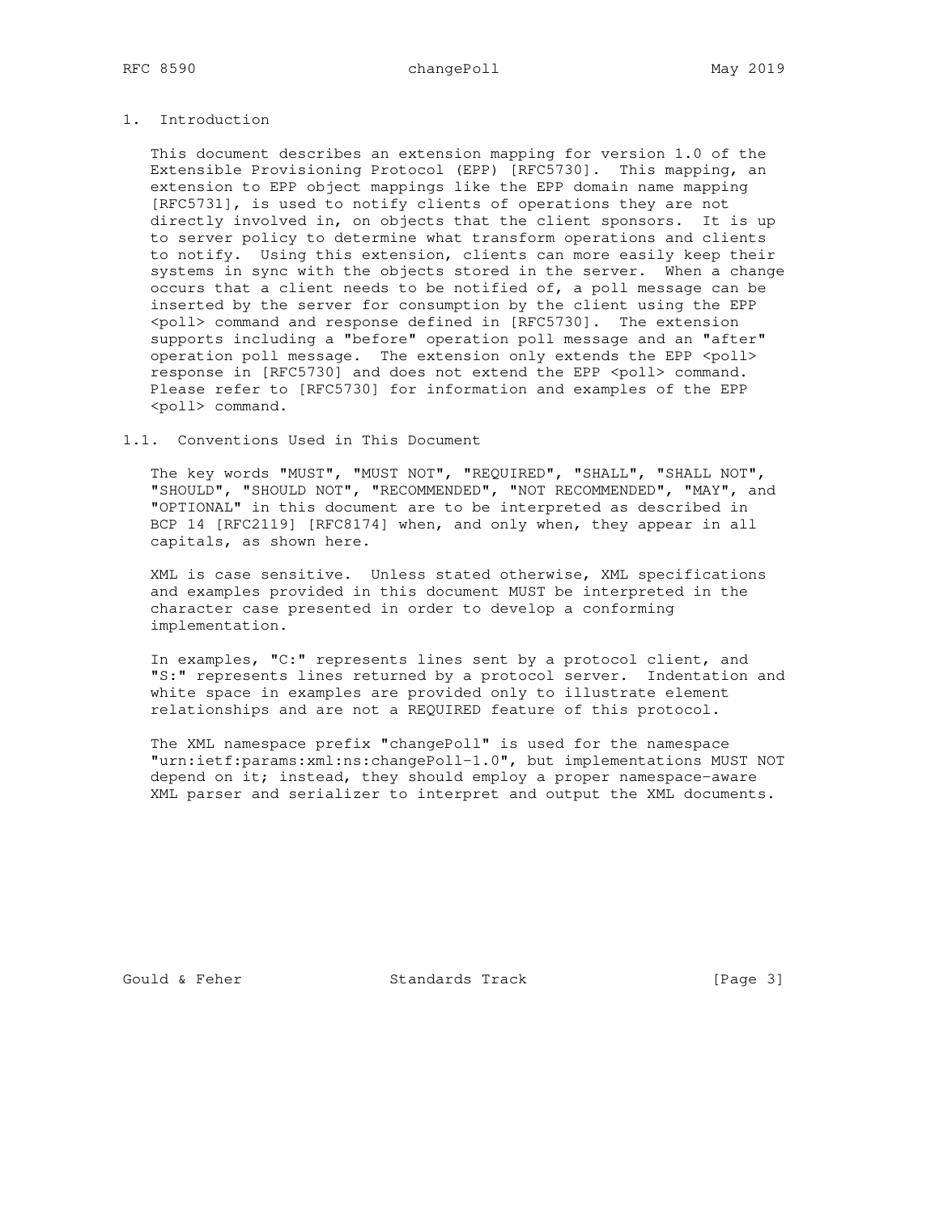# 1. Introduction

This document describes an extension mapping for version 1.0 of the Extensible Provisioning Protocol (EPP) [RFC5730]. This mapping, an extension to EPP object mappings like the EPP domain name mapping [RFC5731], is used to notify clients of operations they are not directly involved in, on objects that the client sponsors. It is up to server policy to determine what transform operations and clients to notify. Using this extension, clients can more easily keep their systems in sync with the objects stored in the server. When a change occurs that a client needs to be notified of, a poll message can be inserted by the server for consumption by the client using the EPP <poll> command and response defined in [RFC5730]. The extension supports including a "before" operation poll message and an "after" operation poll message. The extension only extends the EPP <poll> response in [RFC5730] and does not extend the EPP <poll> command. Please refer to [RFC5730] for information and examples of the EPP <poll> command.

## 1.1. Conventions Used in This Document

The key words "MUST", "MUST NOT", "REQUIRED", "SHALL", "SHALL NOT", "SHOULD", "SHOULD NOT", "RECOMMENDED", "NOT RECOMMENDED", "MAY", and "OPTIONAL" in this document are to be interpreted as described in BCP 14 [RFC2119] [RFC8174] when, and only when, they appear in all capitals, as shown here.

XML is case sensitive. Unless stated otherwise, XML specifications and examples provided in this document MUST be interpreted in the character case presented in order to develop a conforming implementation.

In examples, "C:" represents lines sent by a protocol client, and "S:" represents lines returned by a protocol server. Indentation and white space in examples are provided only to illustrate element relationships and are not a REQUIRED feature of this protocol.

The XML namespace prefix "changePoll" is used for the namespace "urn:ietf:params:xml:ns:changePoll-1.0", but implementations MUST NOT depend on it; instead, they should employ a proper namespace-aware XML parser and serializer to interpret and output the XML documents.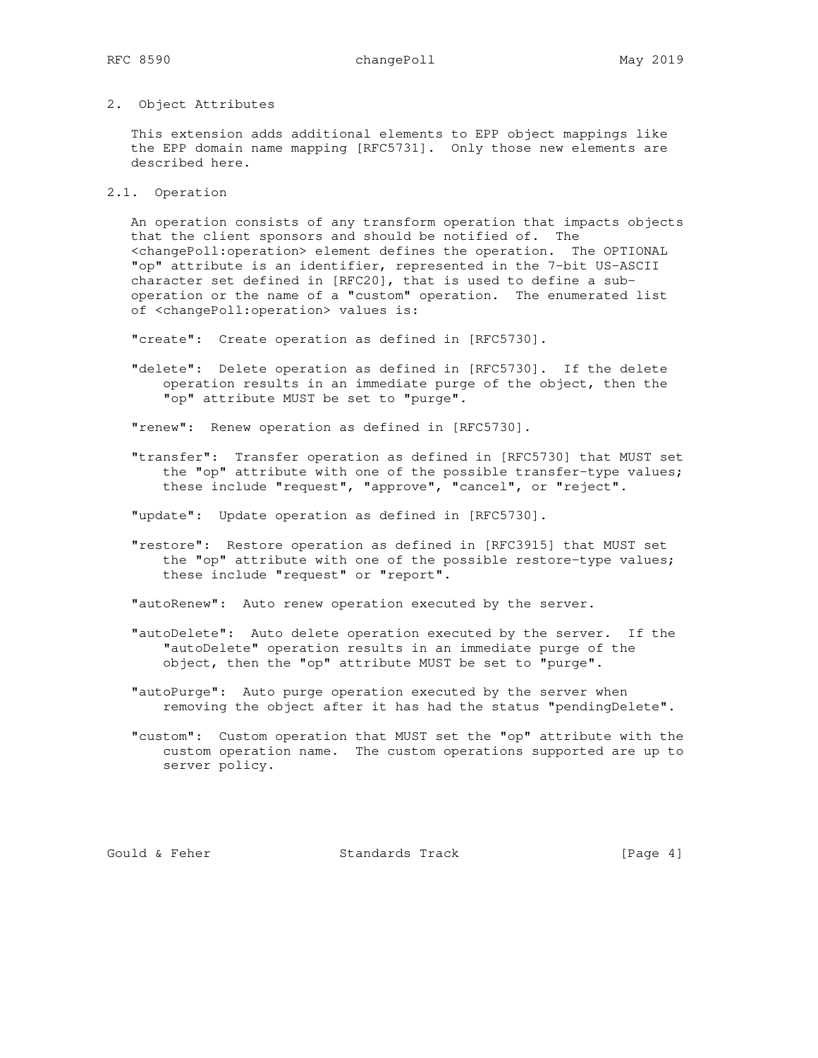## 2. Object Attributes

This extension adds additional elements to EPP object mappings like the EPP domain name mapping [RFC5731]. Only those new elements are described here.

### 2.1. Operation

An operation consists of any transform operation that impacts objects that the client sponsors and should be notified of. The <changePoll:operation> element defines the operation. The OPTIONAL "op" attribute is an identifier, represented in the 7-bit US-ASCII character set defined in [RFC20], that is used to define a sub-operation or the name of a "custom" operation. The enumerated list of <changePoll:operation> values is:

"create": Create operation as defined in [RFC5730].

"delete": Delete operation as defined in [RFC5730]. If the delete operation results in an immediate purge of the object, then the "op" attribute MUST be set to "purge".

"renew": Renew operation as defined in [RFC5730].

"transfer": Transfer operation as defined in [RFC5730] that MUST set the "op" attribute with one of the possible transfer-type values; these include "request", "approve", "cancel", or "reject".

"update": Update operation as defined in [RFC5730].

"restore": Restore operation as defined in [RFC3915] that MUST set the "op" attribute with one of the possible restore-type values; these include "request" or "report".

"autoRenew": Auto renew operation executed by the server.

"autoDelete": Auto delete operation executed by the server. If the "autoDelete" operation results in an immediate purge of the object, then the "op" attribute MUST be set to "purge".

"autoPurge": Auto purge operation executed by the server when removing the object after it has had the status "pendingDelete".

"custom": Custom operation that MUST set the "op" attribute with the custom operation name. The custom operations supported are up to server policy.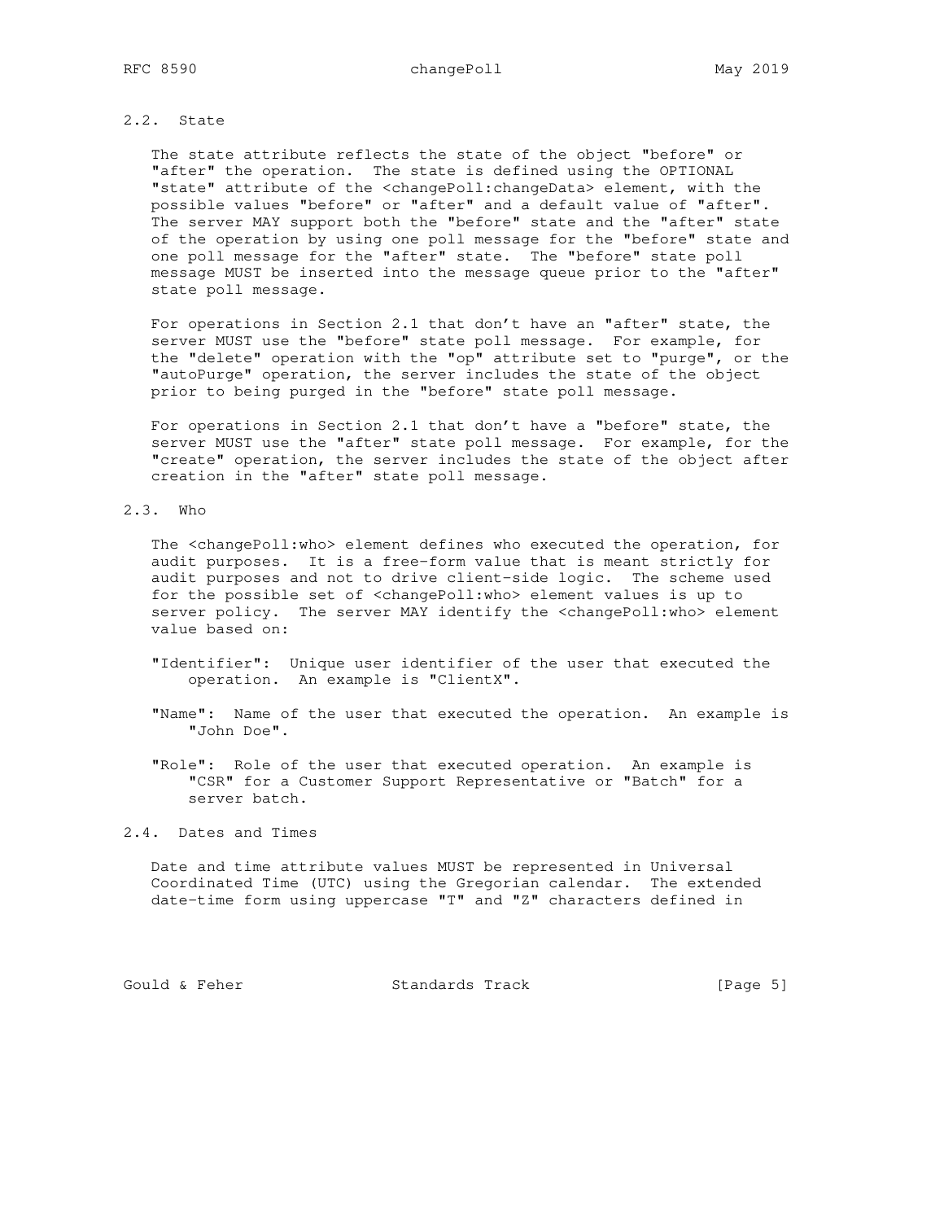## 2.2. State

The state attribute reflects the state of the object "before" or "after" the operation. The state is defined using the OPTIONAL "state" attribute of the <changePoll:changeData> element, with the possible values "before" or "after" and a default value of "after". The server MAY support both the "before" state and the "after" state of the operation by using one poll message for the "before" state and one poll message for the "after" state. The "before" state poll message MUST be inserted into the message queue prior to the "after" state poll message.

For operations in Section 2.1 that don't have an "after" state, the server MUST use the "before" state poll message. For example, for the "delete" operation with the "op" attribute set to "purge", or the "autoPurge" operation, the server includes the state of the object prior to being purged in the "before" state poll message.

For operations in Section 2.1 that don't have a "before" state, the server MUST use the "after" state poll message. For example, for the "create" operation, the server includes the state of the object after creation in the "after" state poll message.

## 2.3. Who

The <changePoll:who> element defines who executed the operation, for audit purposes. It is a free-form value that is meant strictly for audit purposes and not to drive client-side logic. The scheme used for the possible set of <changePoll:who> element values is up to server policy. The server MAY identify the <changePoll:who> element value based on:

"Identifier": Unique user identifier of the user that executed the operation. An example is "ClientX".

"Name": Name of the user that executed the operation. An example is "John Doe".

"Role": Role of the user that executed operation. An example is "CSR" for a Customer Support Representative or "Batch" for a server batch.

## 2.4. Dates and Times

Date and time attribute values MUST be represented in Universal Coordinated Time (UTC) using the Gregorian calendar. The extended date-time form using uppercase "T" and "Z" characters defined in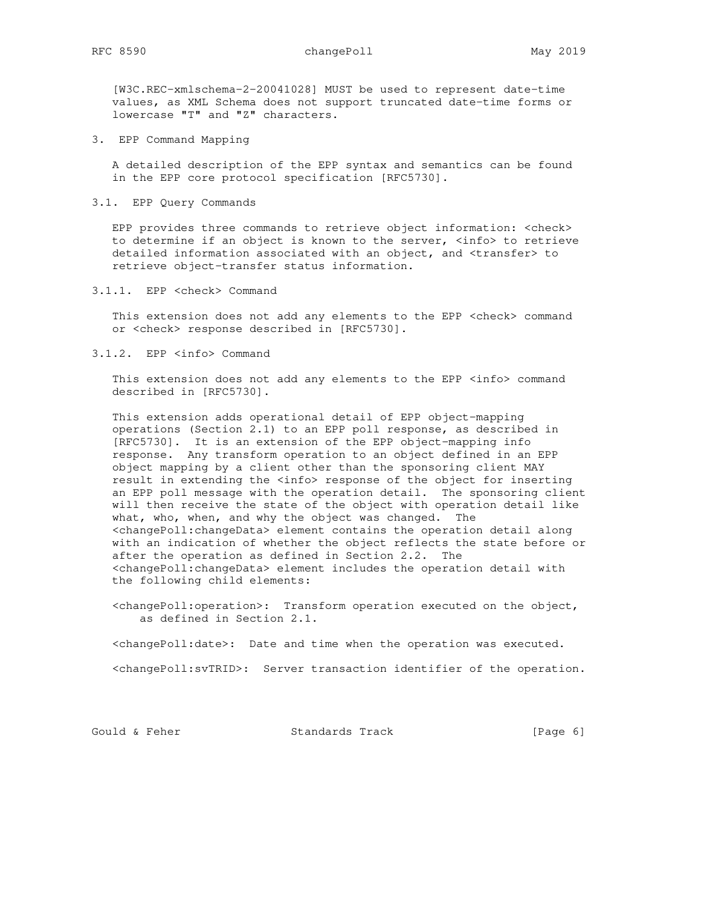[W3C.REC-xmlschema-2-20041028] MUST be used to represent date-time values, as XML Schema does not support truncated date-time forms or lowercase "T" and "Z" characters.

# 3. EPP Command Mapping

A detailed description of the EPP syntax and semantics can be found in the EPP core protocol specification [RFC5730].

## 3.1. EPP Query Commands

EPP provides three commands to retrieve object information: <check> to determine if an object is known to the server, <info> to retrieve detailed information associated with an object, and <transfer> to retrieve object-transfer status information.

### 3.1.1. EPP <check> Command

This extension does not add any elements to the EPP <check> command or <check> response described in [RFC5730].

### 3.1.2. EPP <info> Command

This extension does not add any elements to the EPP <info> command described in [RFC5730].

This extension adds operational detail of EPP object-mapping operations (Section 2.1) to an EPP poll response, as described in [RFC5730]. It is an extension of the EPP object-mapping info response. Any transform operation to an object defined in an EPP object mapping by a client other than the sponsoring client MAY result in extending the <info> response of the object for inserting an EPP poll message with the operation detail. The sponsoring client will then receive the state of the object with operation detail like what, who, when, and why the object was changed. The <changePoll:changeData> element contains the operation detail along with an indication of whether the object reflects the state before or after the operation as defined in Section 2.2. The <changePoll:changeData> element includes the operation detail with the following child elements:

<changePoll:operation>: Transform operation executed on the object, as defined in Section 2.1.

<changePoll:date>: Date and time when the operation was executed.

<changePoll:svTRID>: Server transaction identifier of the operation.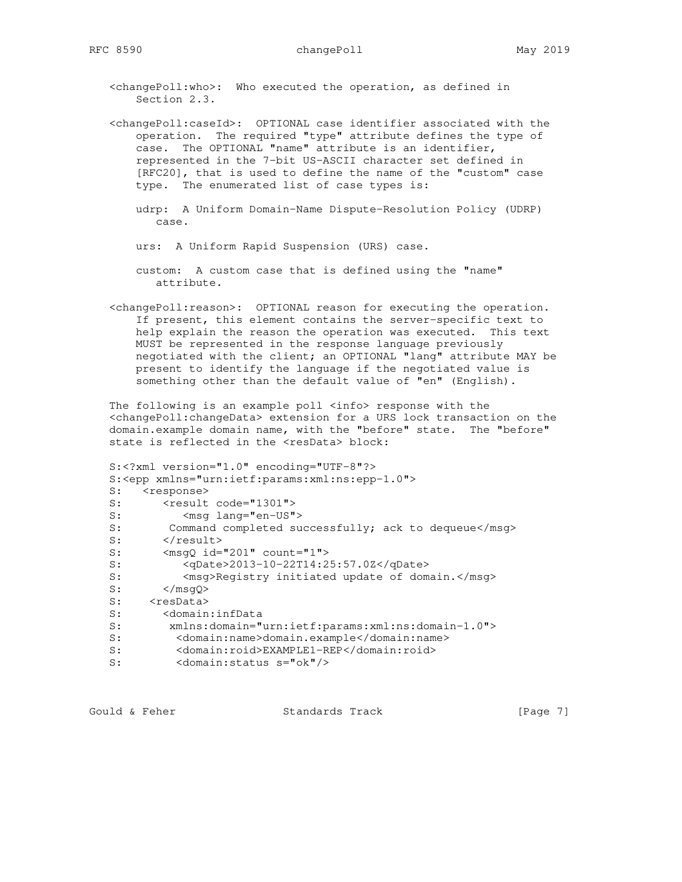<changePoll:who>: Who executed the operation, as defined in Section 2.3.

<changePoll:caseId>: OPTIONAL case identifier associated with the operation. The required "type" attribute defines the type of case. The OPTIONAL "name" attribute is an identifier, represented in the 7-bit US-ASCII character set defined in [RFC20], that is used to define the name of the "custom" case type. The enumerated list of case types is:

udrp: A Uniform Domain-Name Dispute-Resolution Policy (UDRP) case.

urs: A Uniform Rapid Suspension (URS) case.

custom: A custom case that is defined using the "name" attribute.

<changePoll:reason>: OPTIONAL reason for executing the operation. If present, this element contains the server-specific text to help explain the reason the operation was executed. This text MUST be represented in the response language previously negotiated with the client; an OPTIONAL "lang" attribute MAY be present to identify the language if the negotiated value is something other than the default value of "en" (English).

The following is an example poll <info> response with the <changePoll:changeData> extension for a URS lock transaction on the domain.example domain name, with the "before" state. The "before" state is reflected in the <resData> block:

```
S:<?xml version="1.0" encoding="UTF-8"?>
S:<epp xmlns="urn:ietf:params:xml:ns:epp-1.0">
S:   <response>
S:      <result code="1301">
S:         <msg lang="en-US">
S:       Command completed successfully; ack to dequeue</msg>
S:      </result>
S:      <msgQ id="201" count="1">
S:         <qDate>2013-10-22T14:25:57.0Z</qDate>
S:         <msg>Registry initiated update of domain.</msg>
S:      </msgQ>
S:    <resData>
S:      <domain:infData
S:       xmlns:domain="urn:ietf:params:xml:ns:domain-1.0">
S:        <domain:name>domain.example</domain:name>
S:        <domain:roid>EXAMPLE1-REP</domain:roid>
S:        <domain:status s="ok"/>
```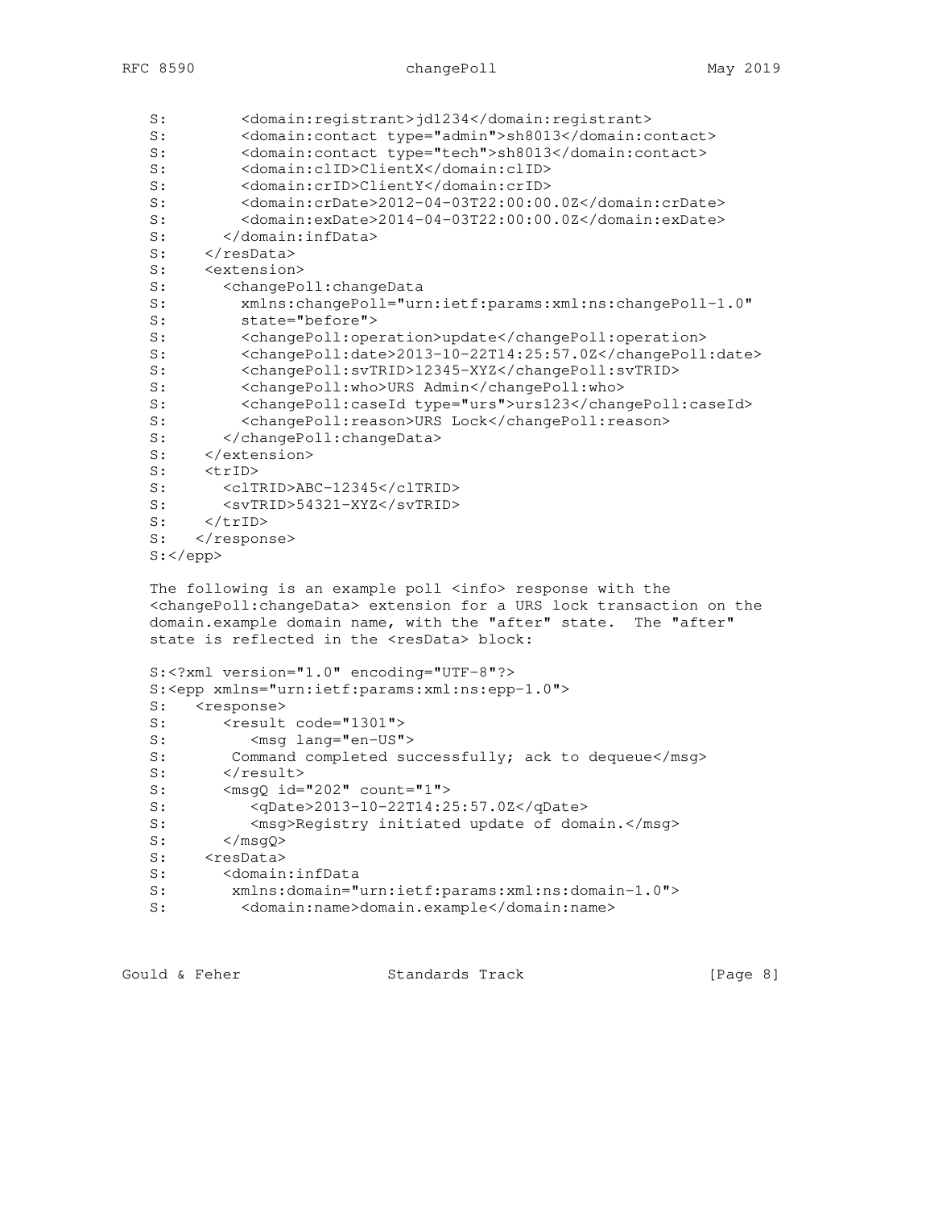```
S:        <domain:registrant>jd1234</domain:registrant>
S:        <domain:contact type="admin">sh8013</domain:contact>
S:        <domain:contact type="tech">sh8013</domain:contact>
S:        <domain:clID>ClientX</domain:clID>
S:        <domain:crID>ClientY</domain:crID>
S:        <domain:crDate>2012-04-03T22:00:00.0Z</domain:crDate>
S:        <domain:exDate>2014-04-03T22:00:00.0Z</domain:exDate>
S:      </domain:infData>
S:    </resData>
S:    <extension>
S:      <changePoll:changeData
S:        xmlns:changePoll="urn:ietf:params:xml:ns:changePoll-1.0"
S:        state="before">
S:        <changePoll:operation>update</changePoll:operation>
S:        <changePoll:date>2013-10-22T14:25:57.0Z</changePoll:date>
S:        <changePoll:svTRID>12345-XYZ</changePoll:svTRID>
S:        <changePoll:who>URS Admin</changePoll:who>
S:        <changePoll:caseId type="urs">urs123</changePoll:caseId>
S:        <changePoll:reason>URS Lock</changePoll:reason>
S:      </changePoll:changeData>
S:    </extension>
S:    <trID>
S:      <clTRID>ABC-12345</clTRID>
S:      <svTRID>54321-XYZ</svTRID>
S:    </trID>
S:   </response>
S:</epp>
```

The following is an example poll <info> response with the <changePoll:changeData> extension for a URS lock transaction on the domain.example domain name, with the "after" state. The "after" state is reflected in the <resData> block:

```
S:<?xml version="1.0" encoding="UTF-8"?>
S:<epp xmlns="urn:ietf:params:xml:ns:epp-1.0">
S:   <response>
S:      <result code="1301">
S:         <msg lang="en-US">
S:       Command completed successfully; ack to dequeue</msg>
S:      </result>
S:      <msgQ id="202" count="1">
S:         <qDate>2013-10-22T14:25:57.0Z</qDate>
S:         <msg>Registry initiated update of domain.</msg>
S:      </msgQ>
S:    <resData>
S:      <domain:infData
S:       xmlns:domain="urn:ietf:params:xml:ns:domain-1.0">
S:        <domain:name>domain.example</domain:name>
```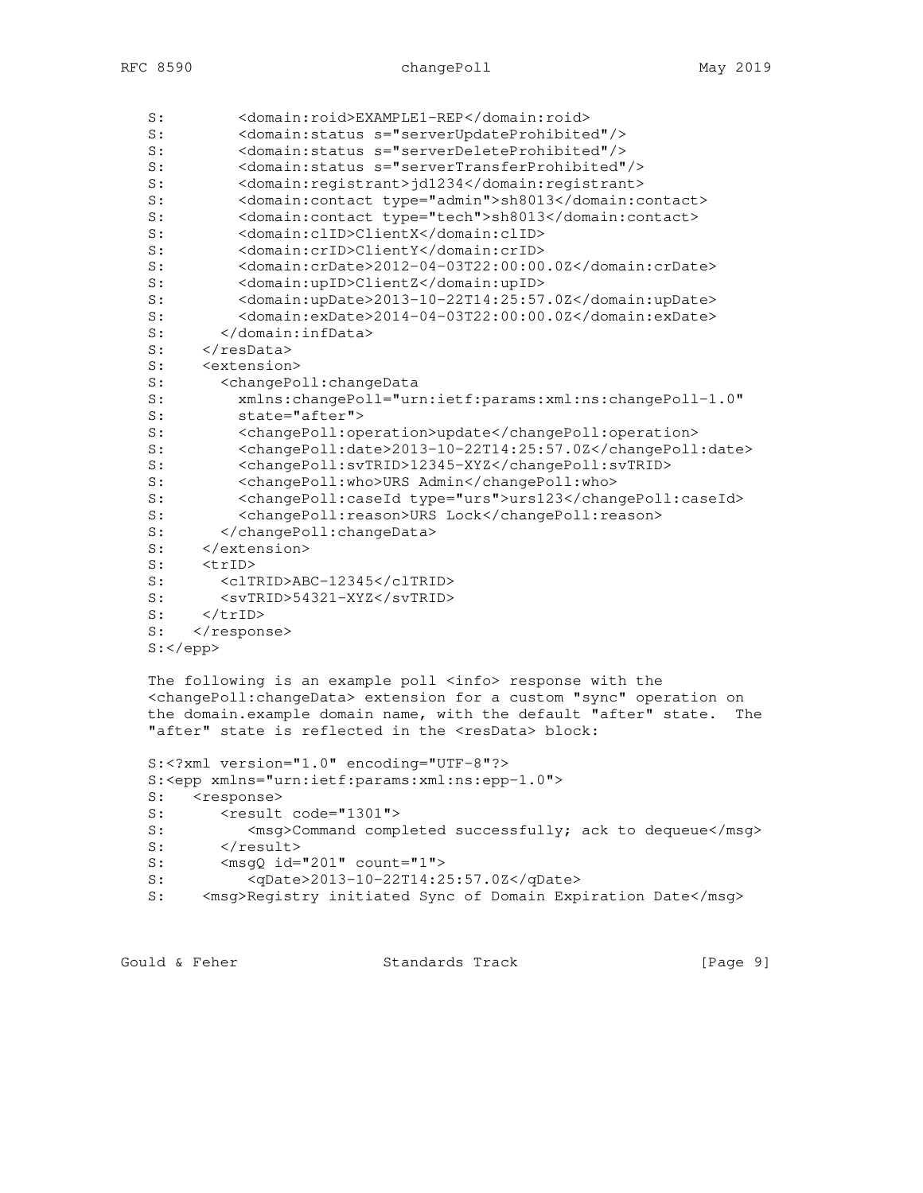```
S:        <domain:roid>EXAMPLE1-REP</domain:roid>
S:        <domain:status s="serverUpdateProhibited"/>
S:        <domain:status s="serverDeleteProhibited"/>
S:        <domain:status s="serverTransferProhibited"/>
S:        <domain:registrant>jd1234</domain:registrant>
S:        <domain:contact type="admin">sh8013</domain:contact>
S:        <domain:contact type="tech">sh8013</domain:contact>
S:        <domain:clID>ClientX</domain:clID>
S:        <domain:crID>ClientY</domain:crID>
S:        <domain:crDate>2012-04-03T22:00:00.0Z</domain:crDate>
S:        <domain:upID>ClientZ</domain:upID>
S:        <domain:upDate>2013-10-22T14:25:57.0Z</domain:upDate>
S:        <domain:exDate>2014-04-03T22:00:00.0Z</domain:exDate>
S:      </domain:infData>
S:    </resData>
S:    <extension>
S:      <changePoll:changeData
S:        xmlns:changePoll="urn:ietf:params:xml:ns:changePoll-1.0"
S:        state="after">
S:        <changePoll:operation>update</changePoll:operation>
S:        <changePoll:date>2013-10-22T14:25:57.0Z</changePoll:date>
S:        <changePoll:svTRID>12345-XYZ</changePoll:svTRID>
S:        <changePoll:who>URS Admin</changePoll:who>
S:        <changePoll:caseId type="urs">urs123</changePoll:caseId>
S:        <changePoll:reason>URS Lock</changePoll:reason>
S:      </changePoll:changeData>
S:    </extension>
S:    <trID>
S:      <clTRID>ABC-12345</clTRID>
S:      <svTRID>54321-XYZ</svTRID>
S:    </trID>
S:  </response>
S:</epp>
```

The following is an example poll <info> response with the <changePoll:changeData> extension for a custom "sync" operation on the domain.example domain name, with the default "after" state. The "after" state is reflected in the <resData> block:

```
S:<?xml version="1.0" encoding="UTF-8"?>
S:<epp xmlns="urn:ietf:params:xml:ns:epp-1.0">
S:   <response>
S:      <result code="1301">
S:         <msg>Command completed successfully; ack to dequeue</msg>
S:      </result>
S:      <msgQ id="201" count="1">
S:         <qDate>2013-10-22T14:25:57.0Z</qDate>
S:    <msg>Registry initiated Sync of Domain Expiration Date</msg>
```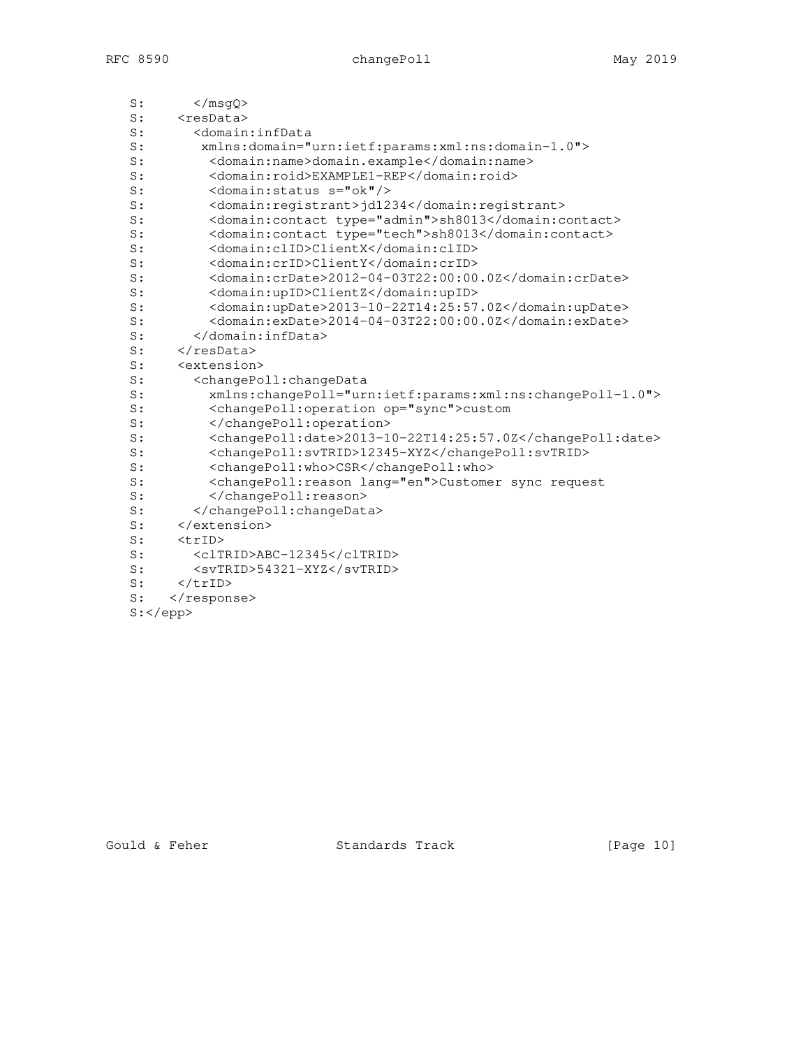```
   S:      </msgQ>
   S:    <resData>
   S:      <domain:infData
   S:       xmlns:domain="urn:ietf:params:xml:ns:domain-1.0">
   S:        <domain:name>domain.example</domain:name>
   S:        <domain:roid>EXAMPLE1-REP</domain:roid>
   S:        <domain:status s="ok"/>
   S:        <domain:registrant>jd1234</domain:registrant>
   S:        <domain:contact type="admin">sh8013</domain:contact>
   S:        <domain:contact type="tech">sh8013</domain:contact>
   S:        <domain:clID>ClientX</domain:clID>
   S:        <domain:crID>ClientY</domain:crID>
   S:        <domain:crDate>2012-04-03T22:00:00.0Z</domain:crDate>
   S:        <domain:upID>ClientZ</domain:upID>
   S:        <domain:upDate>2013-10-22T14:25:57.0Z</domain:upDate>
   S:        <domain:exDate>2014-04-03T22:00:00.0Z</domain:exDate>
   S:      </domain:infData>
   S:    </resData>
   S:    <extension>
   S:      <changePoll:changeData
   S:        xmlns:changePoll="urn:ietf:params:xml:ns:changePoll-1.0">
   S:        <changePoll:operation op="sync">custom
   S:        </changePoll:operation>
   S:        <changePoll:date>2013-10-22T14:25:57.0Z</changePoll:date>
   S:        <changePoll:svTRID>12345-XYZ</changePoll:svTRID>
   S:        <changePoll:who>CSR</changePoll:who>
   S:        <changePoll:reason lang="en">Customer sync request
   S:        </changePoll:reason>
   S:      </changePoll:changeData>
   S:    </extension>
   S:    <trID>
   S:      <clTRID>ABC-12345</clTRID>
   S:      <svTRID>54321-XYZ</svTRID>
   S:    </trID>
   S:  </response>
   S:</epp>
```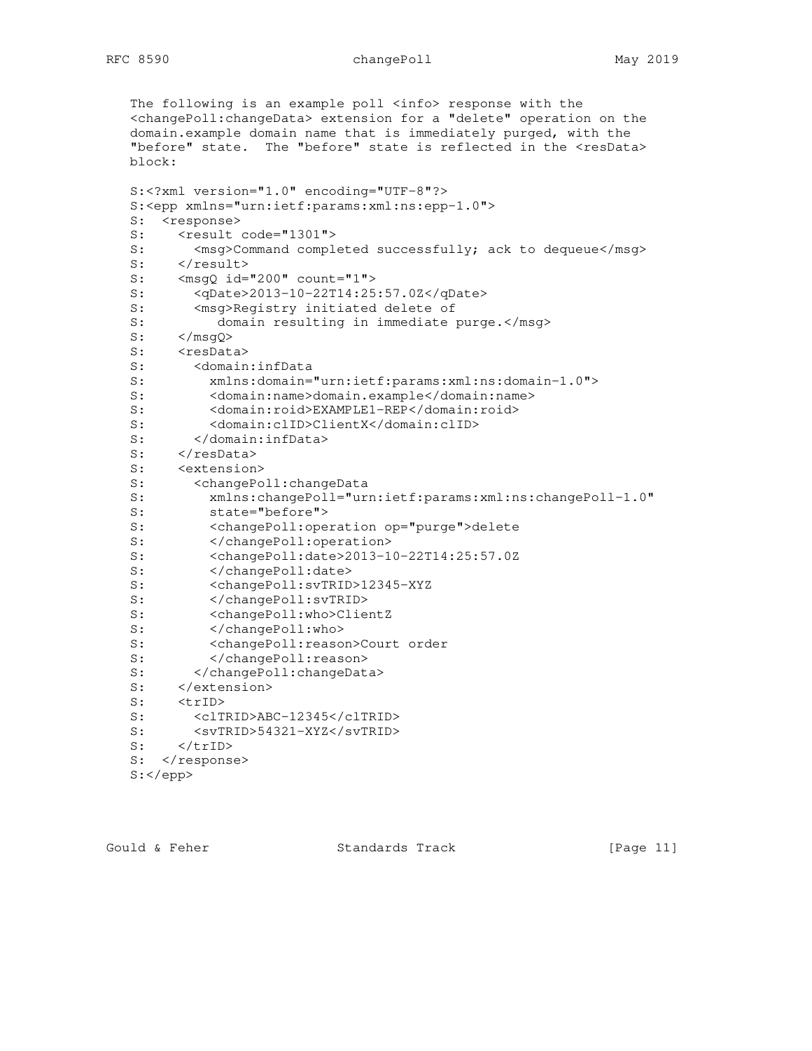The following is an example poll <info> response with the <changePoll:changeData> extension for a "delete" operation on the domain.example domain name that is immediately purged, with the "before" state. The "before" state is reflected in the <resData> block:

```
S:<?xml version="1.0" encoding="UTF-8"?>
S:<epp xmlns="urn:ietf:params:xml:ns:epp-1.0">
S:  <response>
S:    <result code="1301">
S:      <msg>Command completed successfully; ack to dequeue</msg>
S:    </result>
S:    <msgQ id="200" count="1">
S:      <qDate>2013-10-22T14:25:57.0Z</qDate>
S:      <msg>Registry initiated delete of
S:         domain resulting in immediate purge.</msg>
S:    </msgQ>
S:    <resData>
S:      <domain:infData
S:        xmlns:domain="urn:ietf:params:xml:ns:domain-1.0">
S:        <domain:name>domain.example</domain:name>
S:        <domain:roid>EXAMPLE1-REP</domain:roid>
S:        <domain:clID>ClientX</domain:clID>
S:      </domain:infData>
S:    </resData>
S:    <extension>
S:      <changePoll:changeData
S:        xmlns:changePoll="urn:ietf:params:xml:ns:changePoll-1.0"
S:        state="before">
S:        <changePoll:operation op="purge">delete
S:        </changePoll:operation>
S:        <changePoll:date>2013-10-22T14:25:57.0Z
S:        </changePoll:date>
S:        <changePoll:svTRID>12345-XYZ
S:        </changePoll:svTRID>
S:        <changePoll:who>ClientZ
S:        </changePoll:who>
S:        <changePoll:reason>Court order
S:        </changePoll:reason>
S:      </changePoll:changeData>
S:    </extension>
S:    <trID>
S:      <clTRID>ABC-12345</clTRID>
S:      <svTRID>54321-XYZ</svTRID>
S:    </trID>
S:  </response>
S:</epp>
```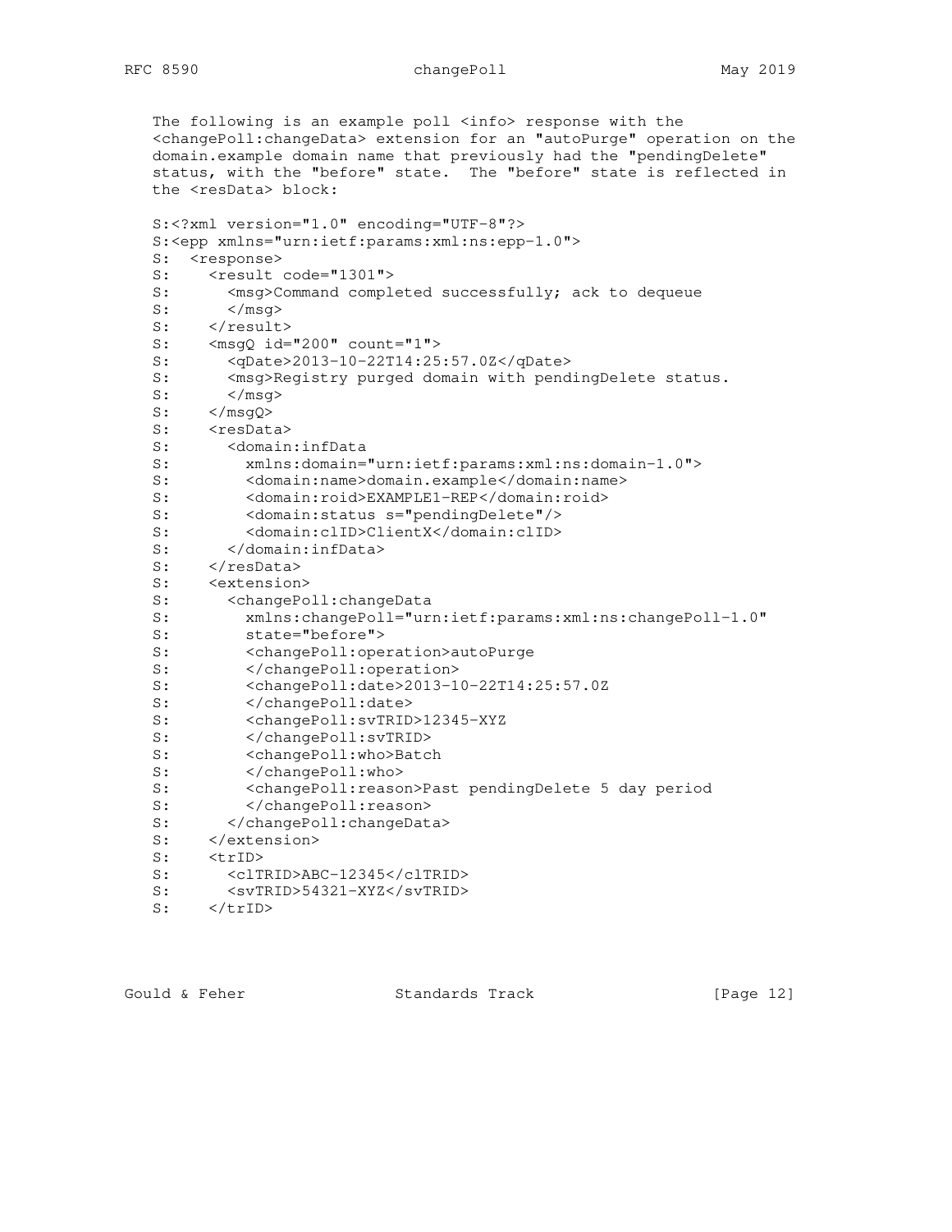The following is an example poll <info> response with the <changePoll:changeData> extension for an "autoPurge" operation on the domain.example domain name that previously had the "pendingDelete" status, with the "before" state. The "before" state is reflected in the <resData> block:

```
S:<?xml version="1.0" encoding="UTF-8"?>
S:<epp xmlns="urn:ietf:params:xml:ns:epp-1.0">
S:  <response>
S:    <result code="1301">
S:      <msg>Command completed successfully; ack to dequeue
S:      </msg>
S:    </result>
S:    <msgQ id="200" count="1">
S:      <qDate>2013-10-22T14:25:57.0Z</qDate>
S:      <msg>Registry purged domain with pendingDelete status.
S:      </msg>
S:    </msgQ>
S:    <resData>
S:      <domain:infData
S:        xmlns:domain="urn:ietf:params:xml:ns:domain-1.0">
S:        <domain:name>domain.example</domain:name>
S:        <domain:roid>EXAMPLE1-REP</domain:roid>
S:        <domain:status s="pendingDelete"/>
S:        <domain:clID>ClientX</domain:clID>
S:      </domain:infData>
S:    </resData>
S:    <extension>
S:      <changePoll:changeData
S:        xmlns:changePoll="urn:ietf:params:xml:ns:changePoll-1.0"
S:        state="before">
S:        <changePoll:operation>autoPurge
S:        </changePoll:operation>
S:        <changePoll:date>2013-10-22T14:25:57.0Z
S:        </changePoll:date>
S:        <changePoll:svTRID>12345-XYZ
S:        </changePoll:svTRID>
S:        <changePoll:who>Batch
S:        </changePoll:who>
S:        <changePoll:reason>Past pendingDelete 5 day period
S:        </changePoll:reason>
S:      </changePoll:changeData>
S:    </extension>
S:    <trID>
S:      <clTRID>ABC-12345</clTRID>
S:      <svTRID>54321-XYZ</svTRID>
S:    </trID>
```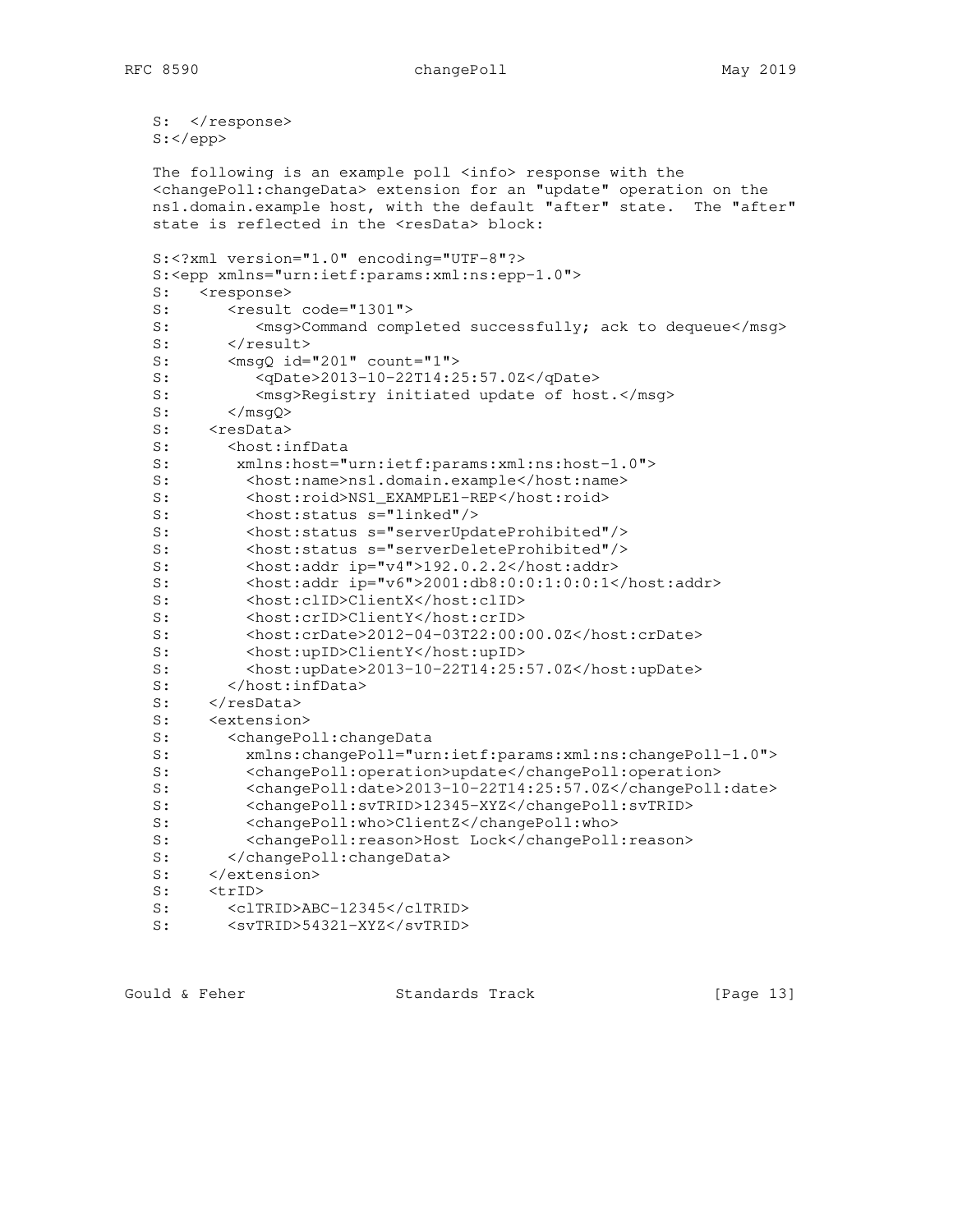```
S:  </response>
S:</epp>
```

The following is an example poll <info> response with the <changePoll:changeData> extension for an "update" operation on the ns1.domain.example host, with the default "after" state. The "after" state is reflected in the <resData> block:

```
S:<?xml version="1.0" encoding="UTF-8"?>
S:<epp xmlns="urn:ietf:params:xml:ns:epp-1.0">
S:   <response>
S:      <result code="1301">
S:         <msg>Command completed successfully; ack to dequeue</msg>
S:      </result>
S:      <msgQ id="201" count="1">
S:         <qDate>2013-10-22T14:25:57.0Z</qDate>
S:         <msg>Registry initiated update of host.</msg>
S:      </msgQ>
S:    <resData>
S:      <host:infData
S:       xmlns:host="urn:ietf:params:xml:ns:host-1.0">
S:        <host:name>ns1.domain.example</host:name>
S:        <host:roid>NS1_EXAMPLE1-REP</host:roid>
S:        <host:status s="linked"/>
S:        <host:status s="serverUpdateProhibited"/>
S:        <host:status s="serverDeleteProhibited"/>
S:        <host:addr ip="v4">192.0.2.2</host:addr>
S:        <host:addr ip="v6">2001:db8:0:0:1:0:0:1</host:addr>
S:        <host:clID>ClientX</host:clID>
S:        <host:crID>ClientY</host:crID>
S:        <host:crDate>2012-04-03T22:00:00.0Z</host:crDate>
S:        <host:upID>ClientY</host:upID>
S:        <host:upDate>2013-10-22T14:25:57.0Z</host:upDate>
S:      </host:infData>
S:    </resData>
S:    <extension>
S:      <changePoll:changeData
S:        xmlns:changePoll="urn:ietf:params:xml:ns:changePoll-1.0">
S:        <changePoll:operation>update</changePoll:operation>
S:        <changePoll:date>2013-10-22T14:25:57.0Z</changePoll:date>
S:        <changePoll:svTRID>12345-XYZ</changePoll:svTRID>
S:        <changePoll:who>ClientZ</changePoll:who>
S:        <changePoll:reason>Host Lock</changePoll:reason>
S:      </changePoll:changeData>
S:    </extension>
S:    <trID>
S:      <clTRID>ABC-12345</clTRID>
S:      <svTRID>54321-XYZ</svTRID>
```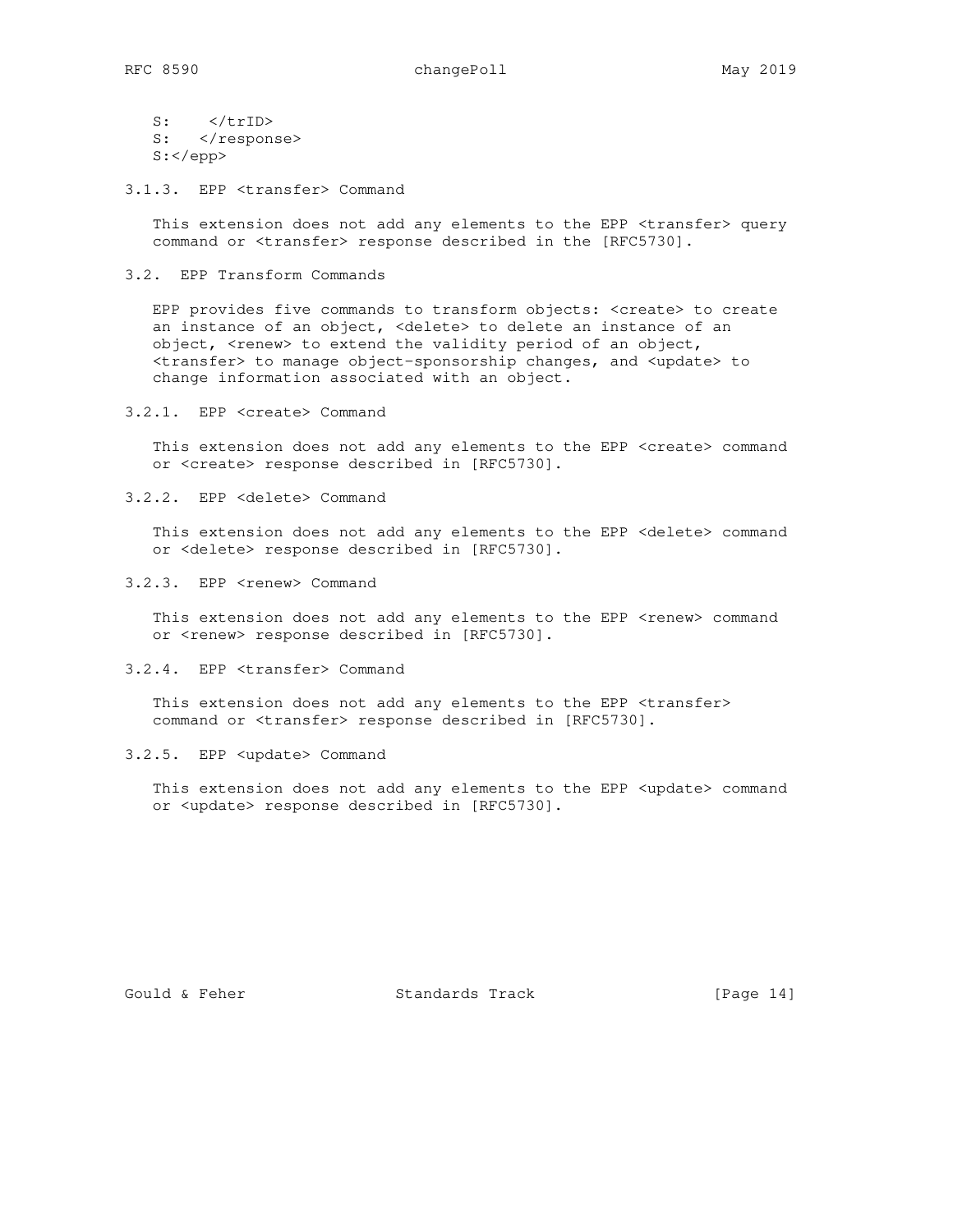```
S:    </trID>
S:   </response>
S:</epp>
```

### 3.1.3. EPP <transfer> Command

This extension does not add any elements to the EPP <transfer> query command or <transfer> response described in the [RFC5730].

## 3.2. EPP Transform Commands

EPP provides five commands to transform objects: <create> to create an instance of an object, <delete> to delete an instance of an object, <renew> to extend the validity period of an object, <transfer> to manage object-sponsorship changes, and <update> to change information associated with an object.

### 3.2.1. EPP <create> Command

This extension does not add any elements to the EPP <create> command or <create> response described in [RFC5730].

### 3.2.2. EPP <delete> Command

This extension does not add any elements to the EPP <delete> command or <delete> response described in [RFC5730].

### 3.2.3. EPP <renew> Command

This extension does not add any elements to the EPP <renew> command or <renew> response described in [RFC5730].

### 3.2.4. EPP <transfer> Command

This extension does not add any elements to the EPP <transfer> command or <transfer> response described in [RFC5730].

### 3.2.5. EPP <update> Command

This extension does not add any elements to the EPP <update> command or <update> response described in [RFC5730].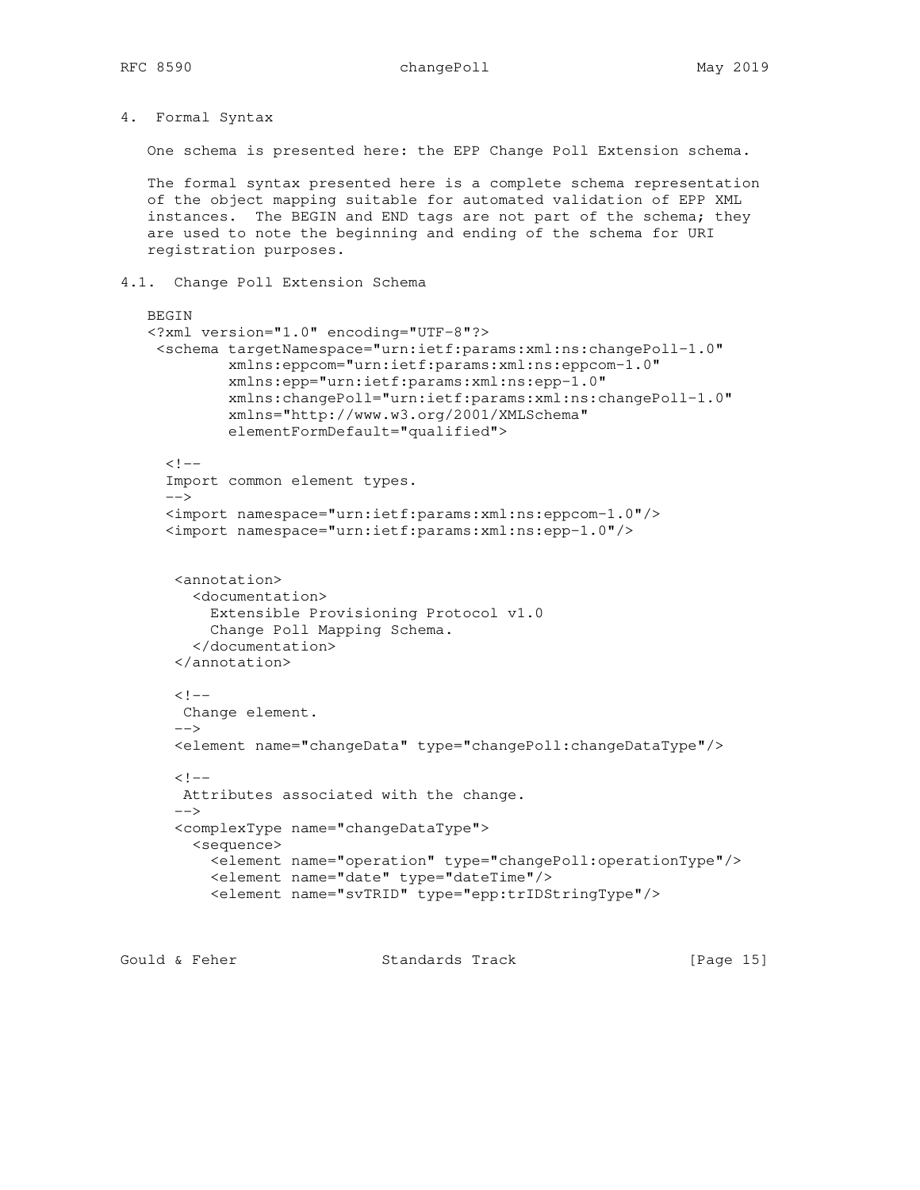## 4. Formal Syntax

One schema is presented here: the EPP Change Poll Extension schema.

The formal syntax presented here is a complete schema representation of the object mapping suitable for automated validation of EPP XML instances. The BEGIN and END tags are not part of the schema; they are used to note the beginning and ending of the schema for URI registration purposes.

### 4.1. Change Poll Extension Schema

```
BEGIN
<?xml version="1.0" encoding="UTF-8"?>
 <schema targetNamespace="urn:ietf:params:xml:ns:changePoll-1.0"
         xmlns:eppcom="urn:ietf:params:xml:ns:eppcom-1.0"
         xmlns:epp="urn:ietf:params:xml:ns:epp-1.0"
         xmlns:changePoll="urn:ietf:params:xml:ns:changePoll-1.0"
         xmlns="http://www.w3.org/2001/XMLSchema"
         elementFormDefault="qualified">

  <!--
  Import common element types.
  -->
  <import namespace="urn:ietf:params:xml:ns:eppcom-1.0"/>
  <import namespace="urn:ietf:params:xml:ns:epp-1.0"/>


   <annotation>
     <documentation>
       Extensible Provisioning Protocol v1.0
       Change Poll Mapping Schema.
     </documentation>
   </annotation>

   <!--
    Change element.
   -->
   <element name="changeData" type="changePoll:changeDataType"/>

   <!--
    Attributes associated with the change.
   -->
   <complexType name="changeDataType">
     <sequence>
       <element name="operation" type="changePoll:operationType"/>
       <element name="date" type="dateTime"/>
       <element name="svTRID" type="epp:trIDStringType"/>
```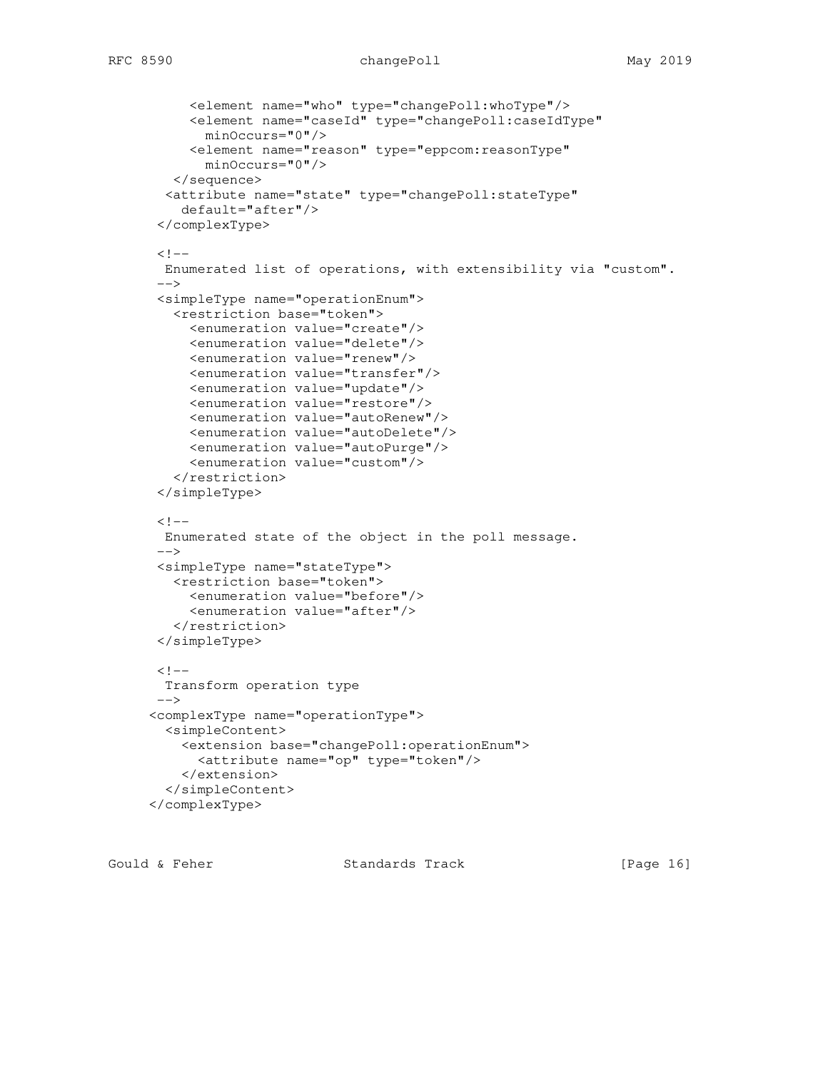```
          <element name="who" type="changePoll:whoType"/>
          <element name="caseId" type="changePoll:caseIdType"
            minOccurs="0"/>
          <element name="reason" type="eppcom:reasonType"
            minOccurs="0"/>
        </sequence>
       <attribute name="state" type="changePoll:stateType"
         default="after"/>
      </complexType>

      <!--
       Enumerated list of operations, with extensibility via "custom".
      -->
      <simpleType name="operationEnum">
        <restriction base="token">
          <enumeration value="create"/>
          <enumeration value="delete"/>
          <enumeration value="renew"/>
          <enumeration value="transfer"/>
          <enumeration value="update"/>
          <enumeration value="restore"/>
          <enumeration value="autoRenew"/>
          <enumeration value="autoDelete"/>
          <enumeration value="autoPurge"/>
          <enumeration value="custom"/>
        </restriction>
      </simpleType>

      <!--
       Enumerated state of the object in the poll message.
      -->
      <simpleType name="stateType">
        <restriction base="token">
          <enumeration value="before"/>
          <enumeration value="after"/>
        </restriction>
      </simpleType>

      <!--
       Transform operation type
      -->
     <complexType name="operationType">
       <simpleContent>
         <extension base="changePoll:operationEnum">
           <attribute name="op" type="token"/>
         </extension>
       </simpleContent>
     </complexType>
```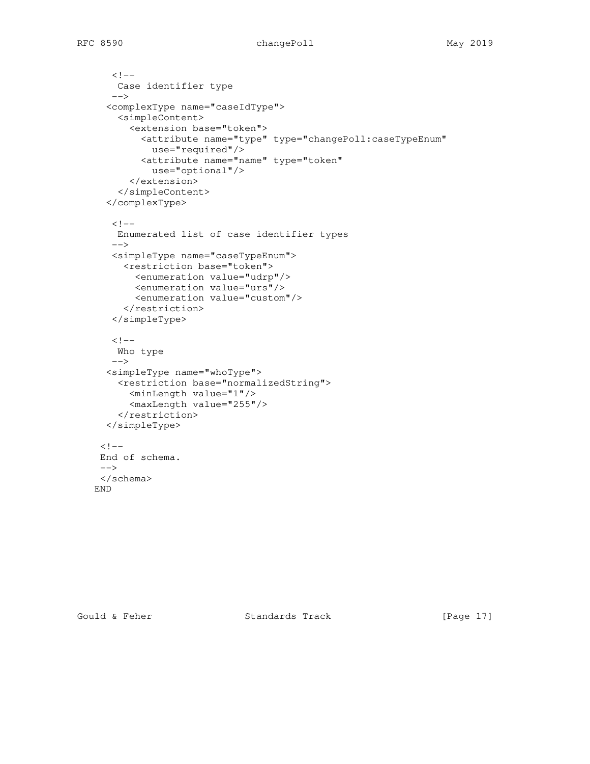```
    <!--
     Case identifier type
    -->
   <complexType name="caseIdType">
     <simpleContent>
       <extension base="token">
         <attribute name="type" type="changePoll:caseTypeEnum"
           use="required"/>
         <attribute name="name" type="token"
           use="optional"/>
       </extension>
     </simpleContent>
   </complexType>

    <!--
     Enumerated list of case identifier types
    -->
    <simpleType name="caseTypeEnum">
      <restriction base="token">
        <enumeration value="udrp"/>
        <enumeration value="urs"/>
        <enumeration value="custom"/>
      </restriction>
    </simpleType>

    <!--
     Who type
    -->
   <simpleType name="whoType">
     <restriction base="normalizedString">
       <minLength value="1"/>
       <maxLength value="255"/>
     </restriction>
   </simpleType>

  <!--
  End of schema.
  -->
  </schema>
 END
```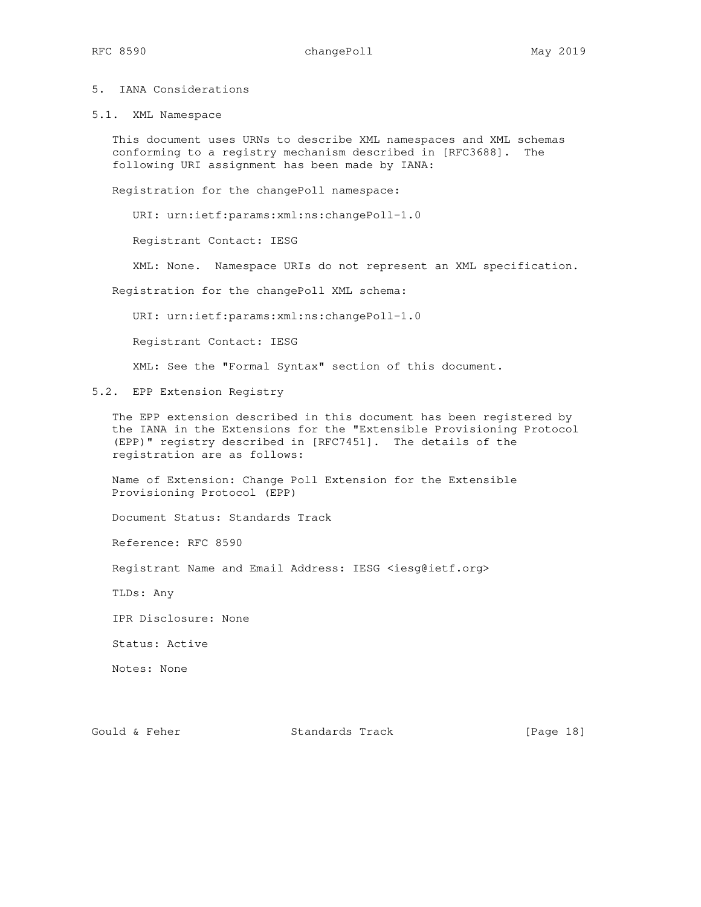## 5. IANA Considerations

### 5.1. XML Namespace

This document uses URNs to describe XML namespaces and XML schemas conforming to a registry mechanism described in [RFC3688]. The following URI assignment has been made by IANA:

Registration for the changePoll namespace:

URI: urn:ietf:params:xml:ns:changePoll-1.0

Registrant Contact: IESG

XML: None. Namespace URIs do not represent an XML specification.

Registration for the changePoll XML schema:

URI: urn:ietf:params:xml:ns:changePoll-1.0

Registrant Contact: IESG

XML: See the "Formal Syntax" section of this document.

### 5.2. EPP Extension Registry

The EPP extension described in this document has been registered by the IANA in the Extensions for the "Extensible Provisioning Protocol (EPP)" registry described in [RFC7451]. The details of the registration are as follows:

Name of Extension: Change Poll Extension for the Extensible Provisioning Protocol (EPP)

Document Status: Standards Track

Reference: RFC 8590

Registrant Name and Email Address: IESG <iesg@ietf.org>

TLDs: Any

IPR Disclosure: None

Status: Active

Notes: None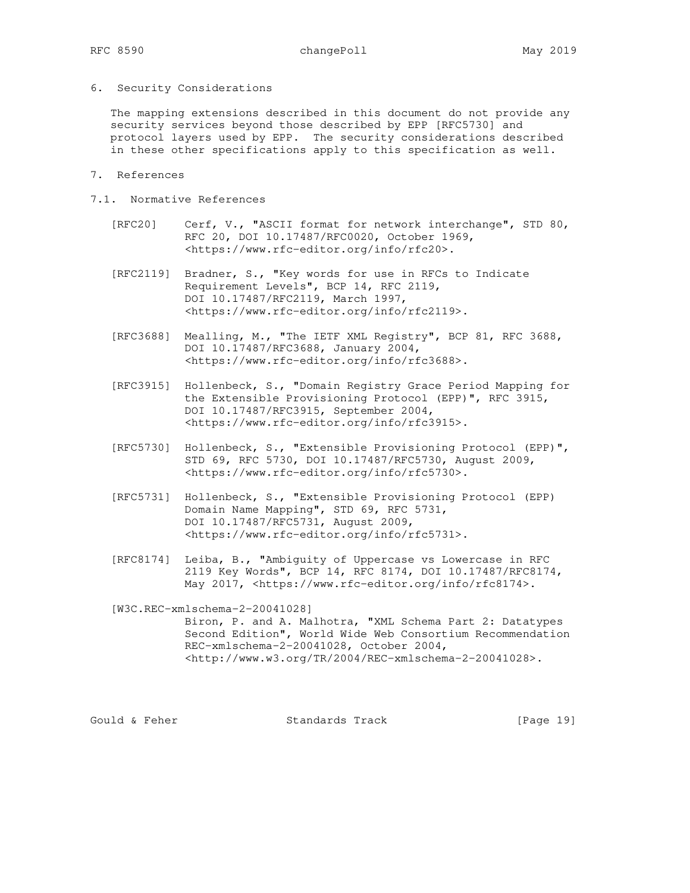## 6. Security Considerations

The mapping extensions described in this document do not provide any security services beyond those described by EPP [RFC5730] and protocol layers used by EPP. The security considerations described in these other specifications apply to this specification as well.

## 7. References

### 7.1. Normative References

[RFC20] Cerf, V., "ASCII format for network interchange", STD 80, RFC 20, DOI 10.17487/RFC0020, October 1969, <https://www.rfc-editor.org/info/rfc20>.

[RFC2119] Bradner, S., "Key words for use in RFCs to Indicate Requirement Levels", BCP 14, RFC 2119, DOI 10.17487/RFC2119, March 1997, <https://www.rfc-editor.org/info/rfc2119>.

[RFC3688] Mealling, M., "The IETF XML Registry", BCP 81, RFC 3688, DOI 10.17487/RFC3688, January 2004, <https://www.rfc-editor.org/info/rfc3688>.

[RFC3915] Hollenbeck, S., "Domain Registry Grace Period Mapping for the Extensible Provisioning Protocol (EPP)", RFC 3915, DOI 10.17487/RFC3915, September 2004, <https://www.rfc-editor.org/info/rfc3915>.

[RFC5730] Hollenbeck, S., "Extensible Provisioning Protocol (EPP)", STD 69, RFC 5730, DOI 10.17487/RFC5730, August 2009, <https://www.rfc-editor.org/info/rfc5730>.

[RFC5731] Hollenbeck, S., "Extensible Provisioning Protocol (EPP) Domain Name Mapping", STD 69, RFC 5731, DOI 10.17487/RFC5731, August 2009, <https://www.rfc-editor.org/info/rfc5731>.

[RFC8174] Leiba, B., "Ambiguity of Uppercase vs Lowercase in RFC 2119 Key Words", BCP 14, RFC 8174, DOI 10.17487/RFC8174, May 2017, <https://www.rfc-editor.org/info/rfc8174>.

[W3C.REC-xmlschema-2-20041028] Biron, P. and A. Malhotra, "XML Schema Part 2: Datatypes Second Edition", World Wide Web Consortium Recommendation REC-xmlschema-2-20041028, October 2004, <http://www.w3.org/TR/2004/REC-xmlschema-2-20041028>.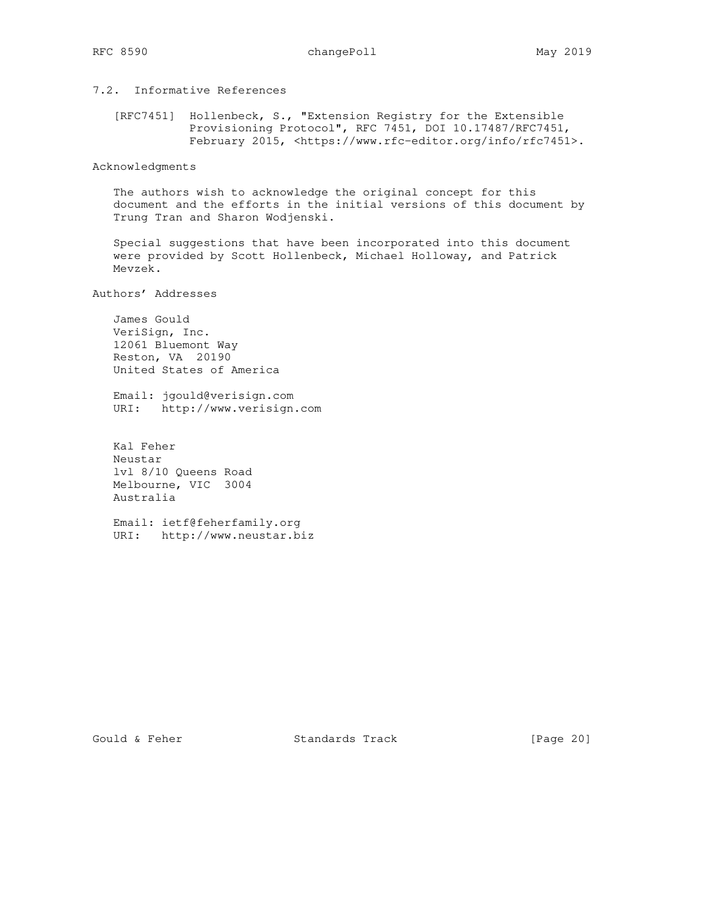### 7.2. Informative References

[RFC7451] Hollenbeck, S., "Extension Registry for the Extensible Provisioning Protocol", RFC 7451, DOI 10.17487/RFC7451, February 2015, <https://www.rfc-editor.org/info/rfc7451>.

## Acknowledgments

The authors wish to acknowledge the original concept for this document and the efforts in the initial versions of this document by Trung Tran and Sharon Wodjenski.

Special suggestions that have been incorporated into this document were provided by Scott Hollenbeck, Michael Holloway, and Patrick Mevzek.

## Authors' Addresses

James Gould
VeriSign, Inc.
12061 Bluemont Way
Reston, VA 20190
United States of America

Email: jgould@verisign.com
URI: http://www.verisign.com

Kal Feher
Neustar
lvl 8/10 Queens Road
Melbourne, VIC 3004
Australia

Email: ietf@feherfamily.org
URI: http://www.neustar.biz